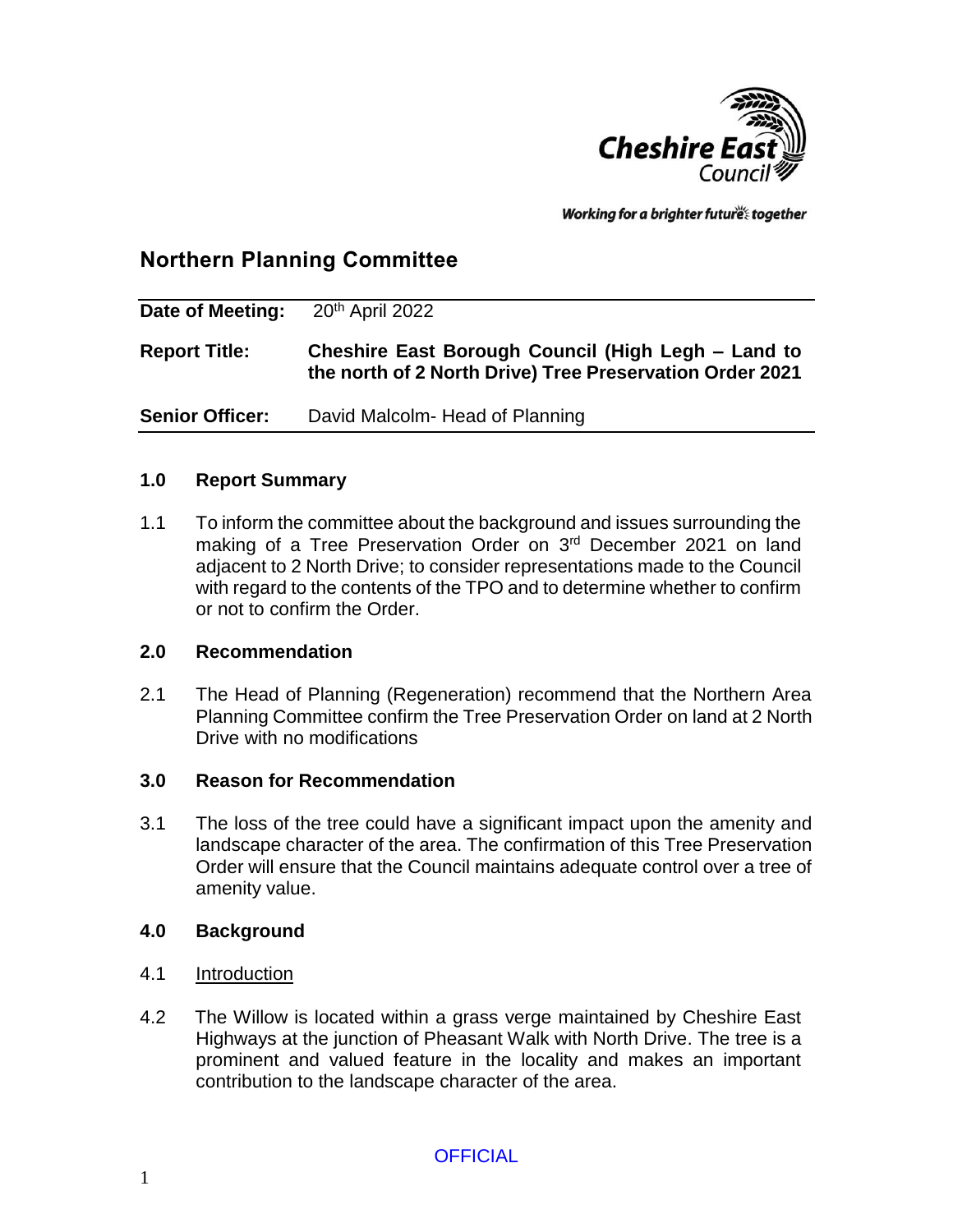# Northern Planning Committee

| | |
|---|---|
| **Date of Meeting:** | 20th April 2022 |
| **Report Title:** | **Cheshire East Borough Council (High Legh – Land to the north of 2 North Drive) Tree Preservation Order 2021** |
| **Senior Officer:** | David Malcolm- Head of Planning |

## 1.0 Report Summary

1.1 To inform the committee about the background and issues surrounding the making of a Tree Preservation Order on 3rd December 2021 on land adjacent to 2 North Drive; to consider representations made to the Council with regard to the contents of the TPO and to determine whether to confirm or not to confirm the Order.

## 2.0 Recommendation

2.1 The Head of Planning (Regeneration) recommend that the Northern Area Planning Committee confirm the Tree Preservation Order on land at 2 North Drive with no modifications

## 3.0 Reason for Recommendation

3.1 The loss of the tree could have a significant impact upon the amenity and landscape character of the area. The confirmation of this Tree Preservation Order will ensure that the Council maintains adequate control over a tree of amenity value.

## 4.0 Background

4.1 Introduction

4.2 The Willow is located within a grass verge maintained by Cheshire East Highways at the junction of Pheasant Walk with North Drive. The tree is a prominent and valued feature in the locality and makes an important contribution to the landscape character of the area.

OFFICIAL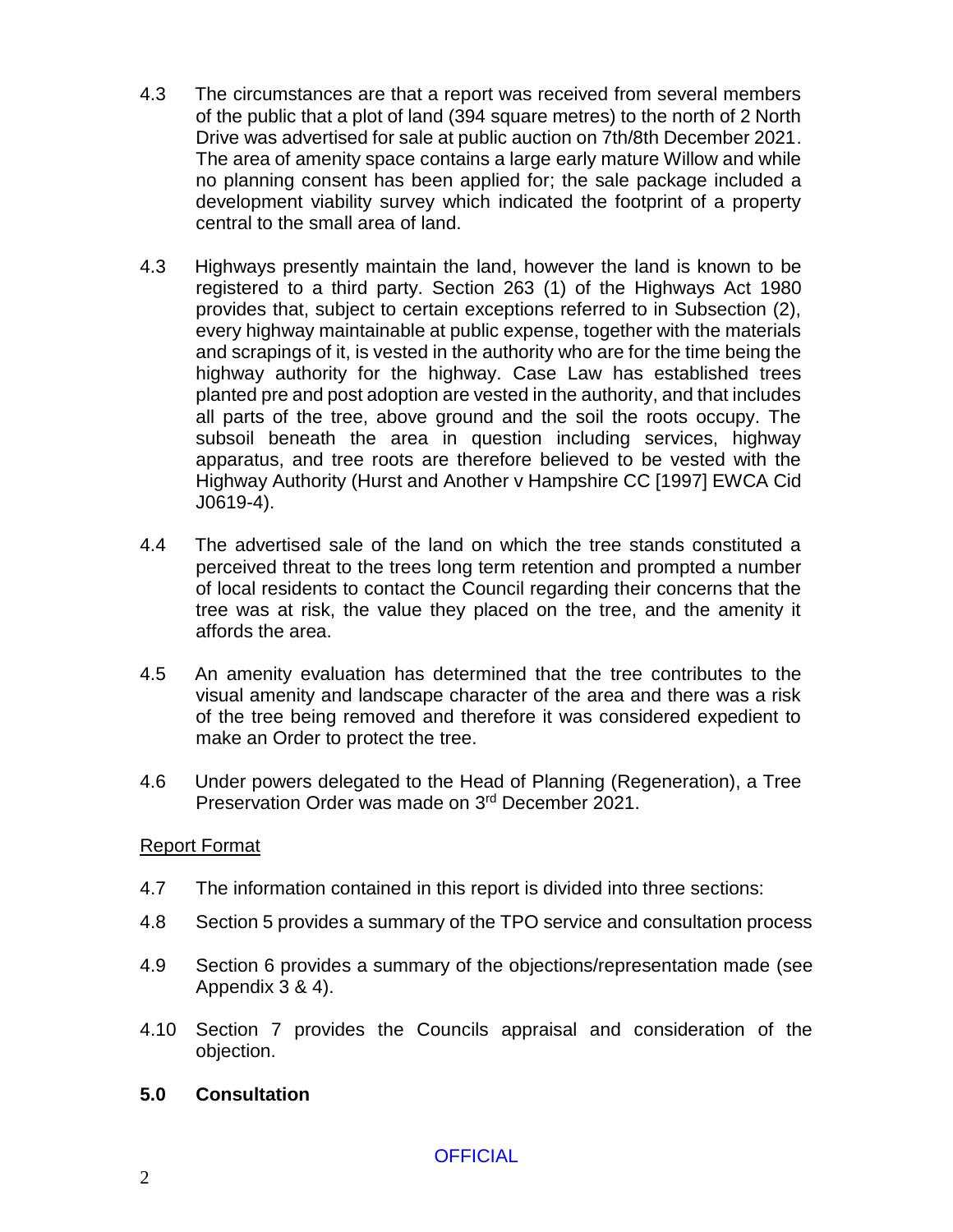4.3 The circumstances are that a report was received from several members of the public that a plot of land (394 square metres) to the north of 2 North Drive was advertised for sale at public auction on 7th/8th December 2021. The area of amenity space contains a large early mature Willow and while no planning consent has been applied for; the sale package included a development viability survey which indicated the footprint of a property central to the small area of land.

4.3 Highways presently maintain the land, however the land is known to be registered to a third party. Section 263 (1) of the Highways Act 1980 provides that, subject to certain exceptions referred to in Subsection (2), every highway maintainable at public expense, together with the materials and scrapings of it, is vested in the authority who are for the time being the highway authority for the highway. Case Law has established trees planted pre and post adoption are vested in the authority, and that includes all parts of the tree, above ground and the soil the roots occupy. The subsoil beneath the area in question including services, highway apparatus, and tree roots are therefore believed to be vested with the Highway Authority (Hurst and Another v Hampshire CC [1997] EWCA Cid J0619-4).

4.4 The advertised sale of the land on which the tree stands constituted a perceived threat to the trees long term retention and prompted a number of local residents to contact the Council regarding their concerns that the tree was at risk, the value they placed on the tree, and the amenity it affords the area.

4.5 An amenity evaluation has determined that the tree contributes to the visual amenity and landscape character of the area and there was a risk of the tree being removed and therefore it was considered expedient to make an Order to protect the tree.

4.6 Under powers delegated to the Head of Planning (Regeneration), a Tree Preservation Order was made on 3rd December 2021.

Report Format

4.7 The information contained in this report is divided into three sections:

4.8 Section 5 provides a summary of the TPO service and consultation process

4.9 Section 6 provides a summary of the objections/representation made (see Appendix 3 & 4).

4.10 Section 7 provides the Councils appraisal and consideration of the objection.

## 5.0 Consultation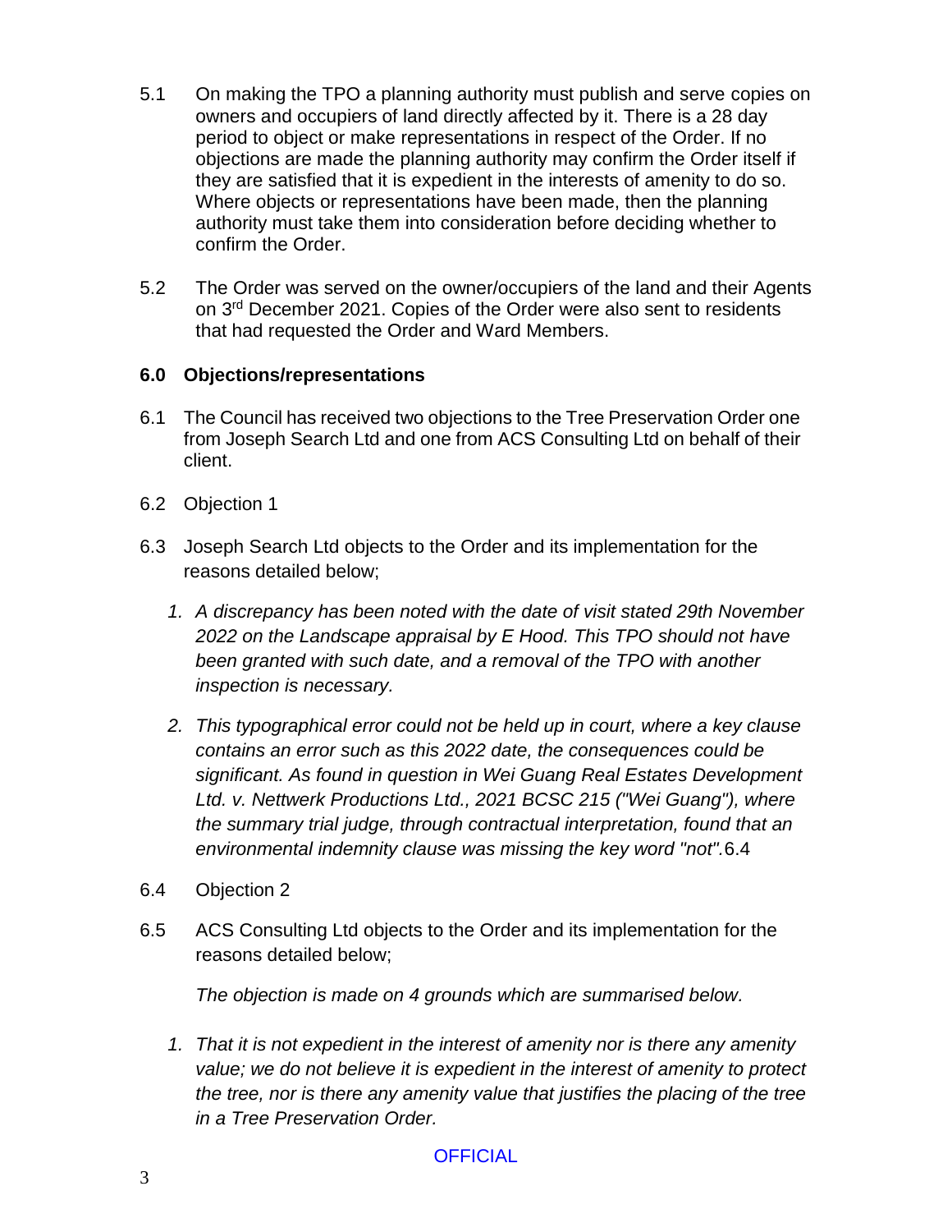5.1 On making the TPO a planning authority must publish and serve copies on owners and occupiers of land directly affected by it. There is a 28 day period to object or make representations in respect of the Order. If no objections are made the planning authority may confirm the Order itself if they are satisfied that it is expedient in the interests of amenity to do so. Where objects or representations have been made, then the planning authority must take them into consideration before deciding whether to confirm the Order.

5.2 The Order was served on the owner/occupiers of the land and their Agents on 3rd December 2021. Copies of the Order were also sent to residents that had requested the Order and Ward Members.

## 6.0 Objections/representations

6.1 The Council has received two objections to the Tree Preservation Order one from Joseph Search Ltd and one from ACS Consulting Ltd on behalf of their client.

6.2 Objection 1

6.3 Joseph Search Ltd objects to the Order and its implementation for the reasons detailed below;

1. *A discrepancy has been noted with the date of visit stated 29th November 2022 on the Landscape appraisal by E Hood. This TPO should not have been granted with such date, and a removal of the TPO with another inspection is necessary.*
2. *This typographical error could not be held up in court, where a key clause contains an error such as this 2022 date, the consequences could be significant. As found in question in Wei Guang Real Estates Development Ltd. v. Nettwerk Productions Ltd., 2021 BCSC 215 ("Wei Guang"), where the summary trial judge, through contractual interpretation, found that an environmental indemnity clause was missing the key word "not".*6.4

6.4 Objection 2

6.5 ACS Consulting Ltd objects to the Order and its implementation for the reasons detailed below;

*The objection is made on 4 grounds which are summarised below.*

1. *That it is not expedient in the interest of amenity nor is there any amenity value; we do not believe it is expedient in the interest of amenity to protect the tree, nor is there any amenity value that justifies the placing of the tree in a Tree Preservation Order.*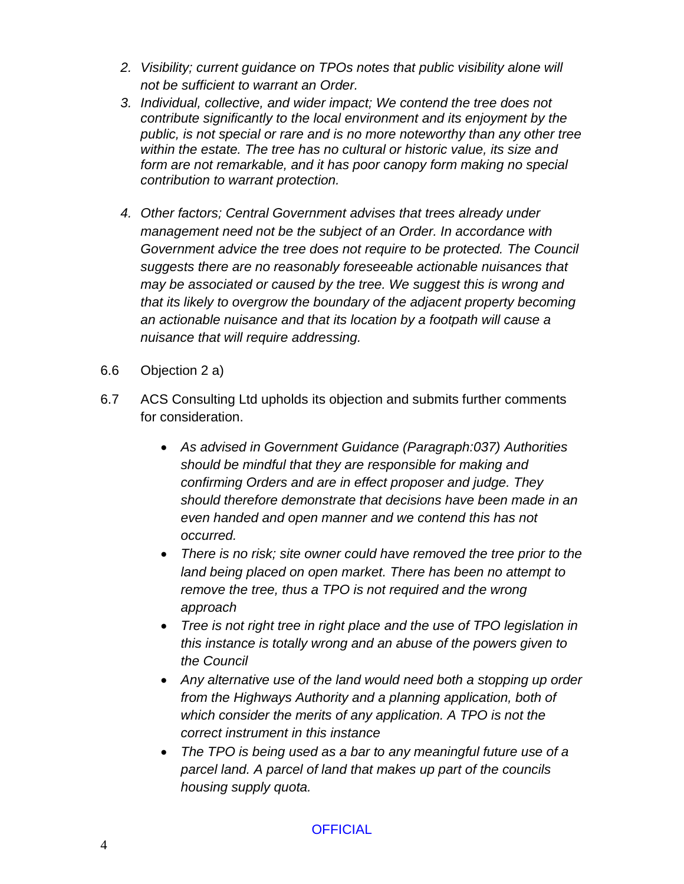2. *Visibility; current guidance on TPOs notes that public visibility alone will not be sufficient to warrant an Order.*
3. *Individual, collective, and wider impact; We contend the tree does not contribute significantly to the local environment and its enjoyment by the public, is not special or rare and is no more noteworthy than any other tree within the estate. The tree has no cultural or historic value, its size and form are not remarkable, and it has poor canopy form making no special contribution to warrant protection.*
4. *Other factors; Central Government advises that trees already under management need not be the subject of an Order. In accordance with Government advice the tree does not require to be protected. The Council suggests there are no reasonably foreseeable actionable nuisances that may be associated or caused by the tree. We suggest this is wrong and that its likely to overgrow the boundary of the adjacent property becoming an actionable nuisance and that its location by a footpath will cause a nuisance that will require addressing.*

6.6 Objection 2 a)

6.7 ACS Consulting Ltd upholds its objection and submits further comments for consideration.

- *As advised in Government Guidance (Paragraph:037) Authorities should be mindful that they are responsible for making and confirming Orders and are in effect proposer and judge. They should therefore demonstrate that decisions have been made in an even handed and open manner and we contend this has not occurred.*
- *There is no risk; site owner could have removed the tree prior to the land being placed on open market. There has been no attempt to remove the tree, thus a TPO is not required and the wrong approach*
- *Tree is not right tree in right place and the use of TPO legislation in this instance is totally wrong and an abuse of the powers given to the Council*
- *Any alternative use of the land would need both a stopping up order from the Highways Authority and a planning application, both of which consider the merits of any application. A TPO is not the correct instrument in this instance*
- *The TPO is being used as a bar to any meaningful future use of a parcel land. A parcel of land that makes up part of the councils housing supply quota.*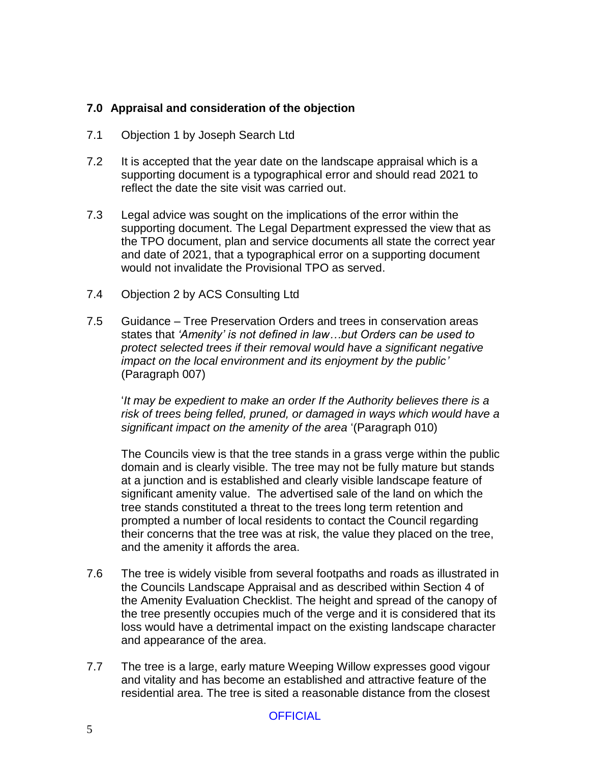## 7.0 Appraisal and consideration of the objection

7.1 Objection 1 by Joseph Search Ltd

7.2 It is accepted that the year date on the landscape appraisal which is a supporting document is a typographical error and should read 2021 to reflect the date the site visit was carried out.

7.3 Legal advice was sought on the implications of the error within the supporting document. The Legal Department expressed the view that as the TPO document, plan and service documents all state the correct year and date of 2021, that a typographical error on a supporting document would not invalidate the Provisional TPO as served.

7.4 Objection 2 by ACS Consulting Ltd

7.5 Guidance – Tree Preservation Orders and trees in conservation areas states that *'Amenity' is not defined in law…but Orders can be used to protect selected trees if their removal would have a significant negative impact on the local environment and its enjoyment by the public'* (Paragraph 007)

'*It may be expedient to make an order If the Authority believes there is a risk of trees being felled, pruned, or damaged in ways which would have a significant impact on the amenity of the area* '(Paragraph 010)

The Councils view is that the tree stands in a grass verge within the public domain and is clearly visible. The tree may not be fully mature but stands at a junction and is established and clearly visible landscape feature of significant amenity value. The advertised sale of the land on which the tree stands constituted a threat to the trees long term retention and prompted a number of local residents to contact the Council regarding their concerns that the tree was at risk, the value they placed on the tree, and the amenity it affords the area.

7.6 The tree is widely visible from several footpaths and roads as illustrated in the Councils Landscape Appraisal and as described within Section 4 of the Amenity Evaluation Checklist. The height and spread of the canopy of the tree presently occupies much of the verge and it is considered that its loss would have a detrimental impact on the existing landscape character and appearance of the area.

7.7 The tree is a large, early mature Weeping Willow expresses good vigour and vitality and has become an established and attractive feature of the residential area. The tree is sited a reasonable distance from the closest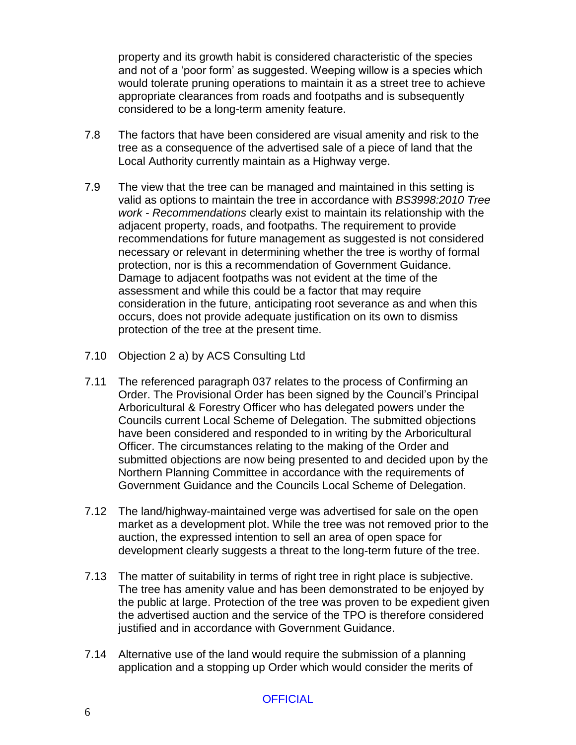property and its growth habit is considered characteristic of the species and not of a 'poor form' as suggested. Weeping willow is a species which would tolerate pruning operations to maintain it as a street tree to achieve appropriate clearances from roads and footpaths and is subsequently considered to be a long-term amenity feature.

7.8 The factors that have been considered are visual amenity and risk to the tree as a consequence of the advertised sale of a piece of land that the Local Authority currently maintain as a Highway verge.

7.9 The view that the tree can be managed and maintained in this setting is valid as options to maintain the tree in accordance with *BS3998:2010 Tree work - Recommendations* clearly exist to maintain its relationship with the adjacent property, roads, and footpaths. The requirement to provide recommendations for future management as suggested is not considered necessary or relevant in determining whether the tree is worthy of formal protection, nor is this a recommendation of Government Guidance. Damage to adjacent footpaths was not evident at the time of the assessment and while this could be a factor that may require consideration in the future, anticipating root severance as and when this occurs, does not provide adequate justification on its own to dismiss protection of the tree at the present time.

7.10 Objection 2 a) by ACS Consulting Ltd

7.11 The referenced paragraph 037 relates to the process of Confirming an Order. The Provisional Order has been signed by the Council's Principal Arboricultural & Forestry Officer who has delegated powers under the Councils current Local Scheme of Delegation. The submitted objections have been considered and responded to in writing by the Arboricultural Officer. The circumstances relating to the making of the Order and submitted objections are now being presented to and decided upon by the Northern Planning Committee in accordance with the requirements of Government Guidance and the Councils Local Scheme of Delegation.

7.12 The land/highway-maintained verge was advertised for sale on the open market as a development plot. While the tree was not removed prior to the auction, the expressed intention to sell an area of open space for development clearly suggests a threat to the long-term future of the tree.

7.13 The matter of suitability in terms of right tree in right place is subjective. The tree has amenity value and has been demonstrated to be enjoyed by the public at large. Protection of the tree was proven to be expedient given the advertised auction and the service of the TPO is therefore considered justified and in accordance with Government Guidance.

7.14 Alternative use of the land would require the submission of a planning application and a stopping up Order which would consider the merits of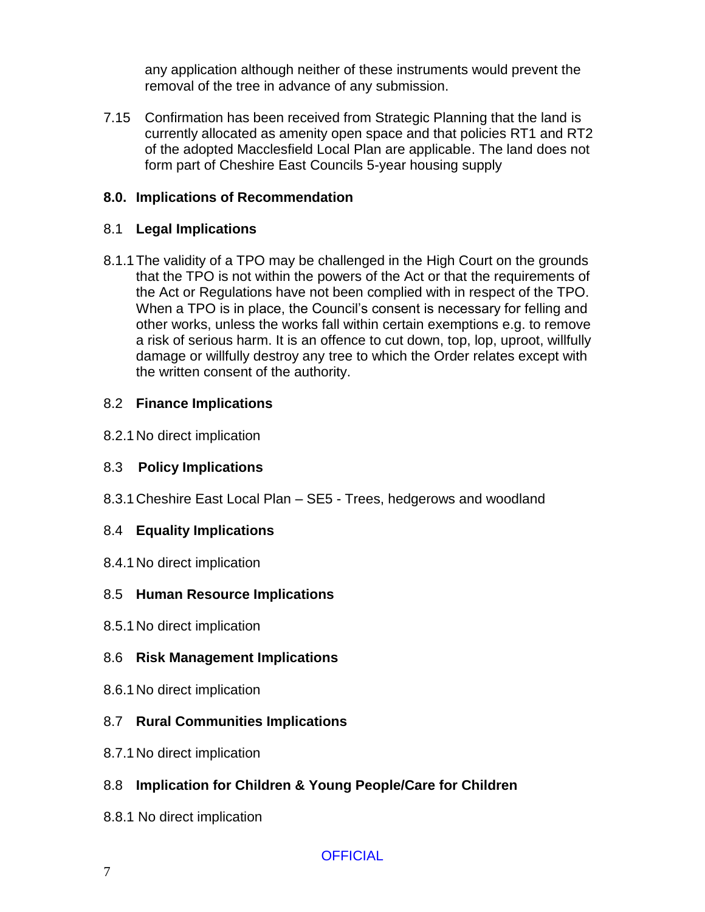any application although neither of these instruments would prevent the removal of the tree in advance of any submission.

7.15 Confirmation has been received from Strategic Planning that the land is currently allocated as amenity open space and that policies RT1 and RT2 of the adopted Macclesfield Local Plan are applicable. The land does not form part of Cheshire East Councils 5-year housing supply

## 8.0. Implications of Recommendation

### 8.1 Legal Implications

8.1.1 The validity of a TPO may be challenged in the High Court on the grounds that the TPO is not within the powers of the Act or that the requirements of the Act or Regulations have not been complied with in respect of the TPO. When a TPO is in place, the Council's consent is necessary for felling and other works, unless the works fall within certain exemptions e.g. to remove a risk of serious harm. It is an offence to cut down, top, lop, uproot, willfully damage or willfully destroy any tree to which the Order relates except with the written consent of the authority.

### 8.2 Finance Implications

8.2.1 No direct implication

### 8.3 Policy Implications

8.3.1 Cheshire East Local Plan – SE5 - Trees, hedgerows and woodland

### 8.4 Equality Implications

8.4.1 No direct implication

### 8.5 Human Resource Implications

8.5.1 No direct implication

### 8.6 Risk Management Implications

8.6.1 No direct implication

### 8.7 Rural Communities Implications

8.7.1 No direct implication

### 8.8 Implication for Children & Young People/Care for Children

8.8.1 No direct implication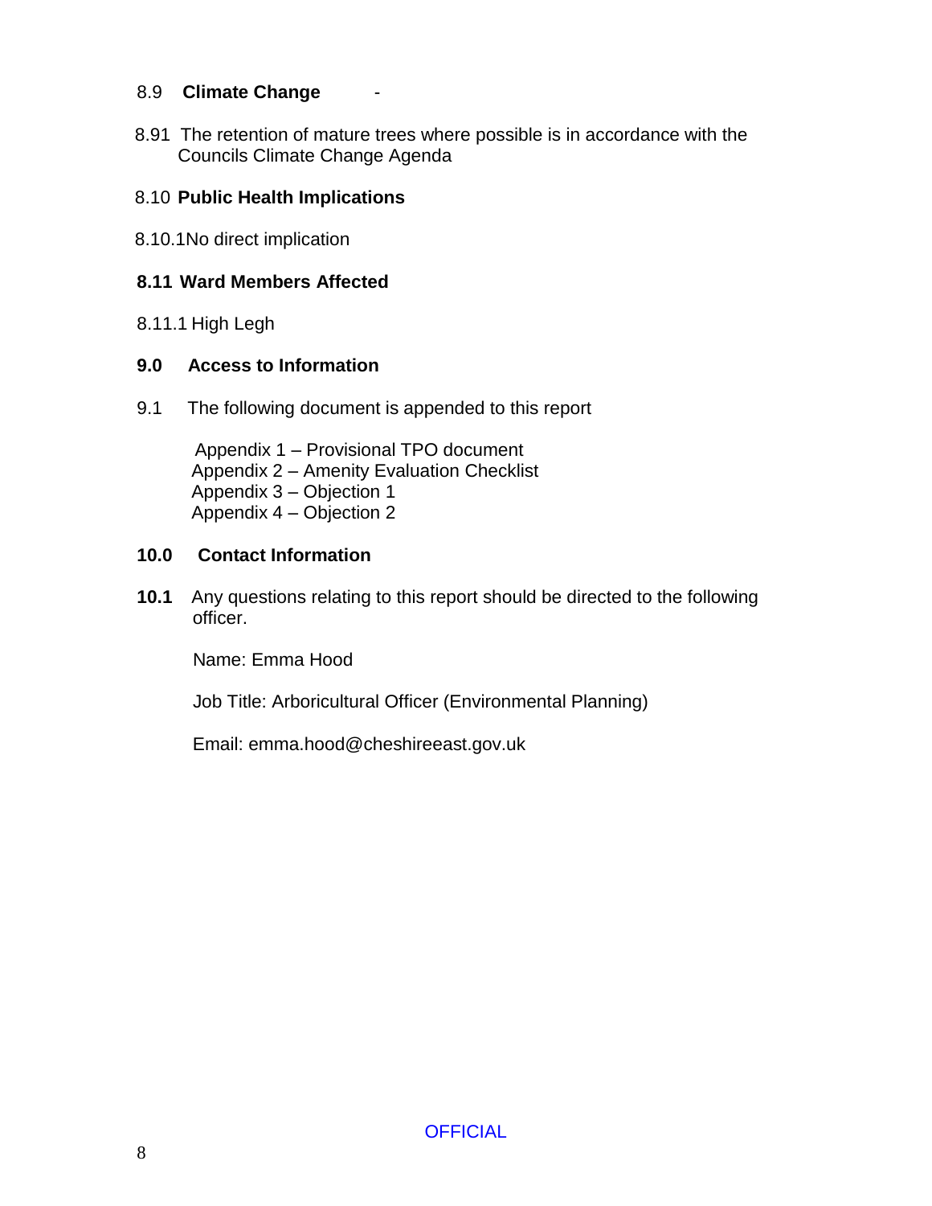8.9 **Climate Change** -

8.91 The retention of mature trees where possible is in accordance with the Councils Climate Change Agenda

8.10 **Public Health Implications**

8.10.1No direct implication

**8.11 Ward Members Affected**

8.11.1 High Legh

## 9.0 Access to Information

9.1 The following document is appended to this report

Appendix 1 – Provisional TPO document
Appendix 2 – Amenity Evaluation Checklist
Appendix 3 – Objection 1
Appendix 4 – Objection 2

## 10.0 Contact Information

**10.1** Any questions relating to this report should be directed to the following officer.

Name: Emma Hood

Job Title: Arboricultural Officer (Environmental Planning)

Email: emma.hood@cheshireeast.gov.uk

OFFICIAL